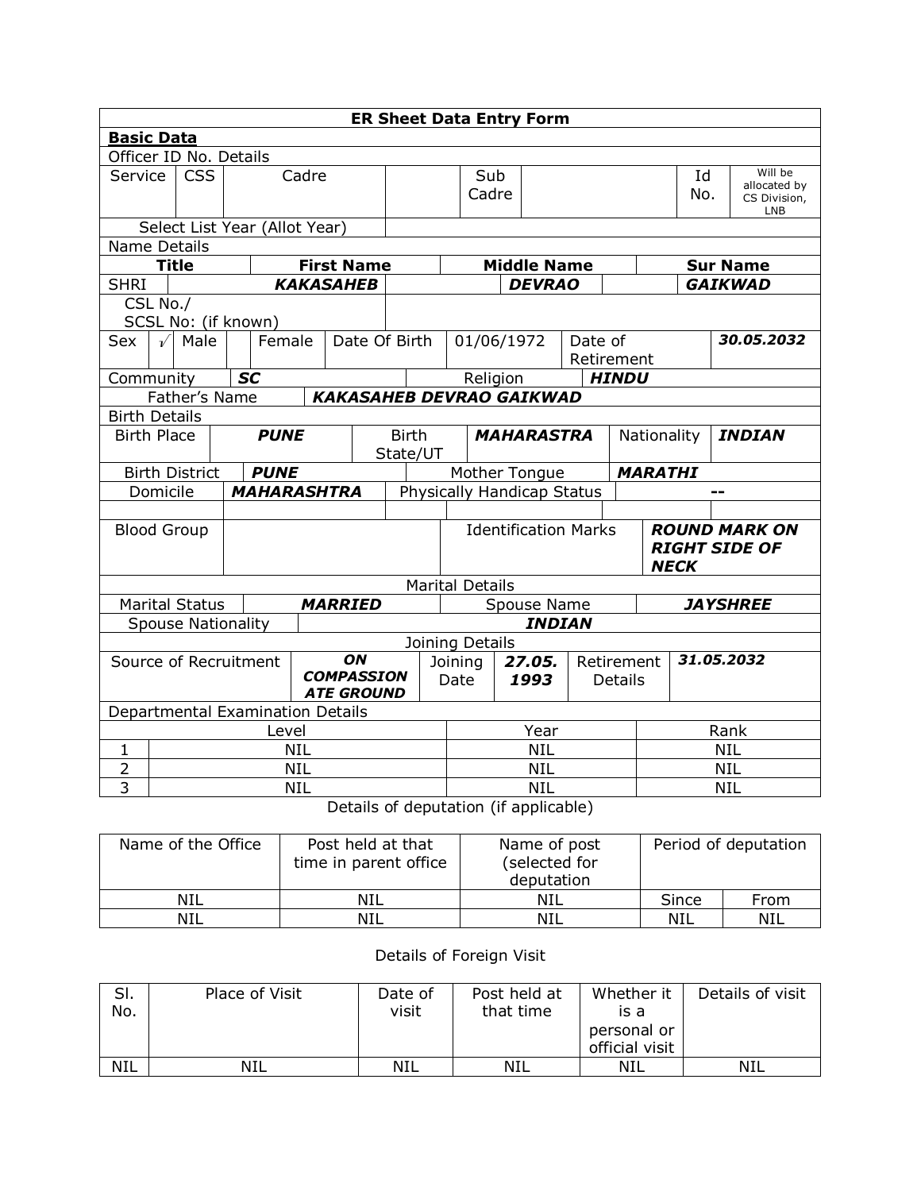# ER Sheet Data Entry Form

## Basic Data

Officer ID No. Details

| Service | CSS | Cadre | | Sub Cadre | | Id No. | Will be allocated by CS Division, LNB |
|---|---|---|---|---|---|---|---|

| Select List Year (Allot Year) | |
|---|---|

Name Details

| Title | First Name | Middle Name | Sur Name |
|---|---|---|---|
| SHRI | ***KAKASAHEB*** | ***DEVRAO*** | ***GAIKWAD*** |

| CSL No./ SCSL No: (if known) | |
|---|---|

| Sex | √ | Male | | Female | Date Of Birth | 01/06/1972 | Date of Retirement | ***30.05.2032*** |
|---|---|---|---|---|---|---|---|---|

| Community | ***SC*** | Religion | ***HINDU*** |
|---|---|---|---|

| Father's Name | ***KAKASAHEB DEVRAO GAIKWAD*** |
|---|---|

Birth Details

| Birth Place | ***PUNE*** | Birth State/UT | ***MAHARASTRA*** | Nationality | ***INDIAN*** |
|---|---|---|---|---|---|
| Birth District | ***PUNE*** | Mother Tongue | ***MARATHI*** | | |
| Domicile | ***MAHARASHTRA*** | Physically Handicap Status | -- | | |

| Blood Group | | Identification Marks | ***ROUND MARK ON RIGHT SIDE OF NECK*** |
|---|---|---|---|

Marital Details

| Marital Status | ***MARRIED*** | Spouse Name | ***JAYSHREE*** |
|---|---|---|---|
| Spouse Nationality | ***INDIAN*** | | |

Joining Details

| Source of Recruitment | ***ON COMPASSIONATE GROUND*** | Joining Date | ***27.05.1993*** | Retirement Details | ***31.05.2032*** |
|---|---|---|---|---|---|

Departmental Examination Details

| | Level | Year | Rank |
|---|---|---|---|
| 1 | NIL | NIL | NIL |
| 2 | NIL | NIL | NIL |
| 3 | NIL | NIL | NIL |

Details of deputation (if applicable)

| Name of the Office | Post held at that time in parent office | Name of post (selected for deputation | Period of deputation | |
|---|---|---|---|---|
| | | | Since | From |
| NIL | NIL | NIL | NIL | NIL |

Details of Foreign Visit

| Sl. No. | Place of Visit | Date of visit | Post held at that time | Whether it is a personal or official visit | Details of visit |
|---|---|---|---|---|---|
| NIL | NIL | NIL | NIL | NIL | NIL |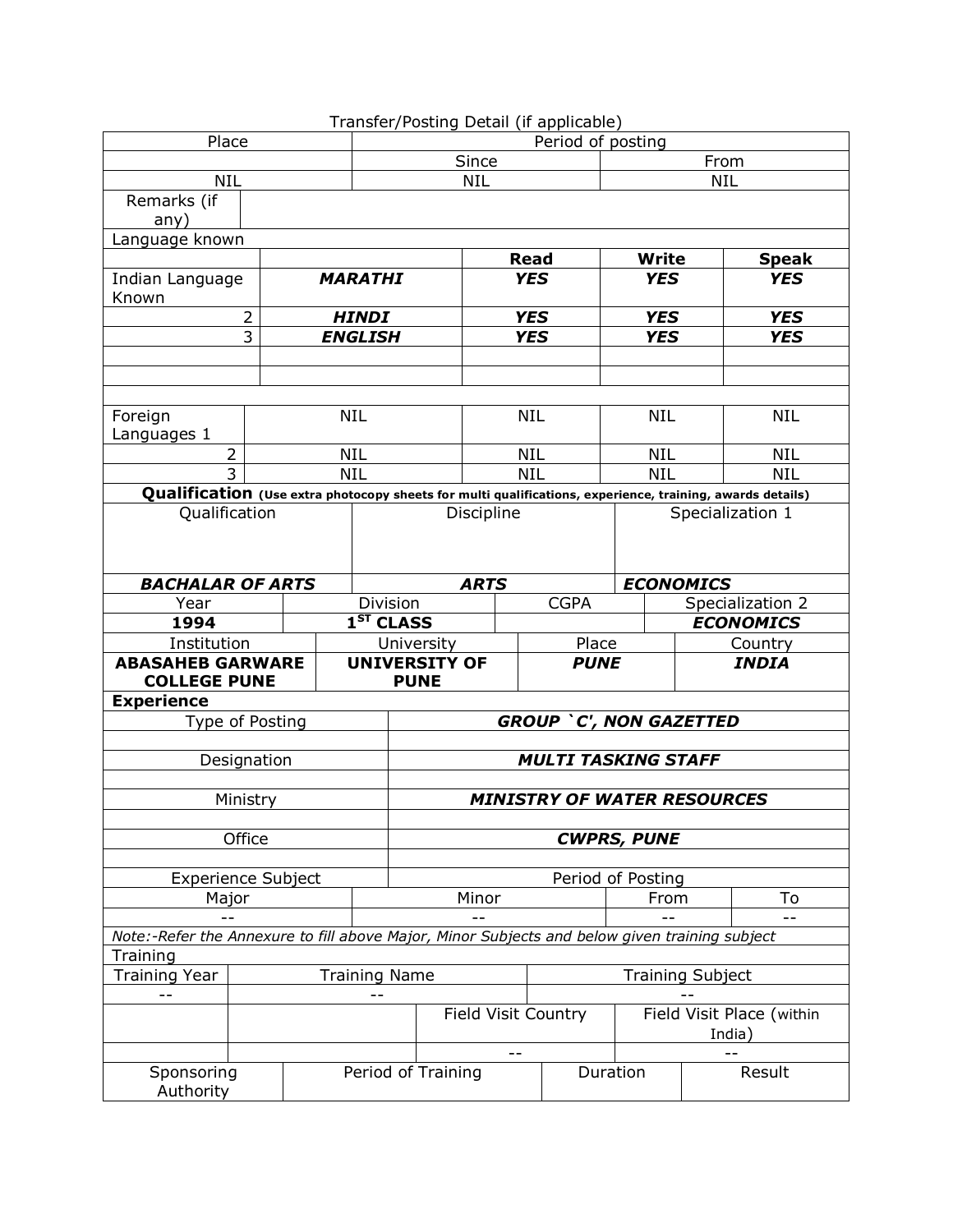Transfer/Posting Detail (if applicable)

| Place | Period of posting | |
|---|---|---|
| | Since | From |
| NIL | NIL | NIL |
| Remarks (if any) | | |

Language known

| | | Read | Write | Speak |
|---|---|---|---|---|
| Indian Language Known | ***MARATHI*** | ***YES*** | ***YES*** | ***YES*** |
| 2 | ***HINDI*** | ***YES*** | ***YES*** | ***YES*** |
| 3 | ***ENGLISH*** | ***YES*** | ***YES*** | ***YES*** |
| | | | | |
| | | | | |
| Foreign Languages 1 | NIL | NIL | NIL | NIL |
| 2 | NIL | NIL | NIL | NIL |
| 3 | NIL | NIL | NIL | NIL |

**Qualification** **(Use extra photocopy sheets for multi qualifications, experience, training, awards details)**

| Qualification | Discipline | Specialization 1 |
|---|---|---|
| ***BACHALAR OF ARTS*** | ***ARTS*** | ***ECONOMICS*** |

| Year | Division | CGPA | Specialization 2 |
|---|---|---|---|
| **1994** | **1ST CLASS** | | ***ECONOMICS*** |

| Institution | University | Place | Country |
|---|---|---|---|
| **ABASAHEB GARWARE COLLEGE PUNE** | **UNIVERSITY OF PUNE** | ***PUNE*** | ***INDIA*** |

**Experience**

| | |
|---|---|
| Type of Posting | ***GROUP `C', NON GAZETTED*** |
| Designation | ***MULTI TASKING STAFF*** |
| Ministry | ***MINISTRY OF WATER RESOURCES*** |
| Office | ***CWPRS, PUNE*** |

| Experience Subject | | Period of Posting | |
|---|---|---|---|
| Major | Minor | From | To |
| -- | -- | -- | -- |

*Note:-Refer the Annexure to fill above Major, Minor Subjects and below given training subject*

Training

| Training Year | Training Name | | Training Subject | |
|---|---|---|---|---|
| -- | -- | | -- | |
| | | Field Visit Country | Field Visit Place (within India) | |
| | | -- | -- | |
| Sponsoring Authority | Period of Training | | Duration | Result |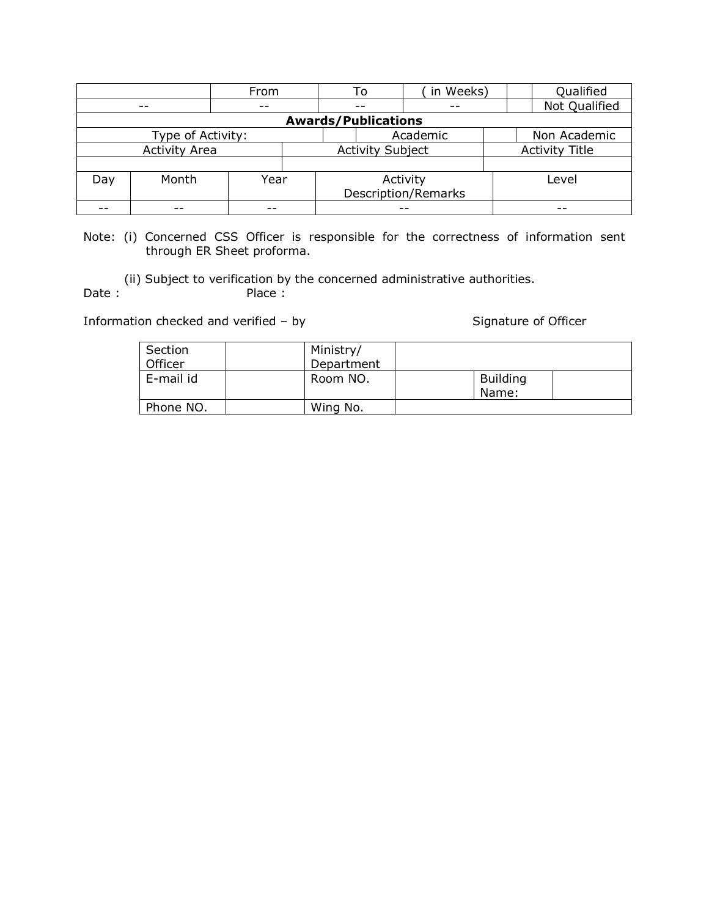| | From | To | ( in Weeks) | | Qualified |
|---|---|---|---|---|---|
| -- | -- | -- | -- | | Not Qualified |

**Awards/Publications**

| Type of Activity: | | Academic | | Non Academic |
|---|---|---|---|---|

| Activity Area | Activity Subject | Activity Title |
|---|---|---|
| | | |

| Day | Month | Year | Activity Description/Remarks | Level |
|---|---|---|---|---|
| -- | -- | -- | -- | -- |

Note: (i) Concerned CSS Officer is responsible for the correctness of information sent through ER Sheet proforma.

(ii) Subject to verification by the concerned administrative authorities.

Date : Place :

Information checked and verified – by Signature of Officer

| | | | | | |
|---|---|---|---|---|---|
| Section Officer | | Ministry/ Department | | | |
| E-mail id | | Room NO. | | Building Name: | |
| Phone NO. | | Wing No. | | | |